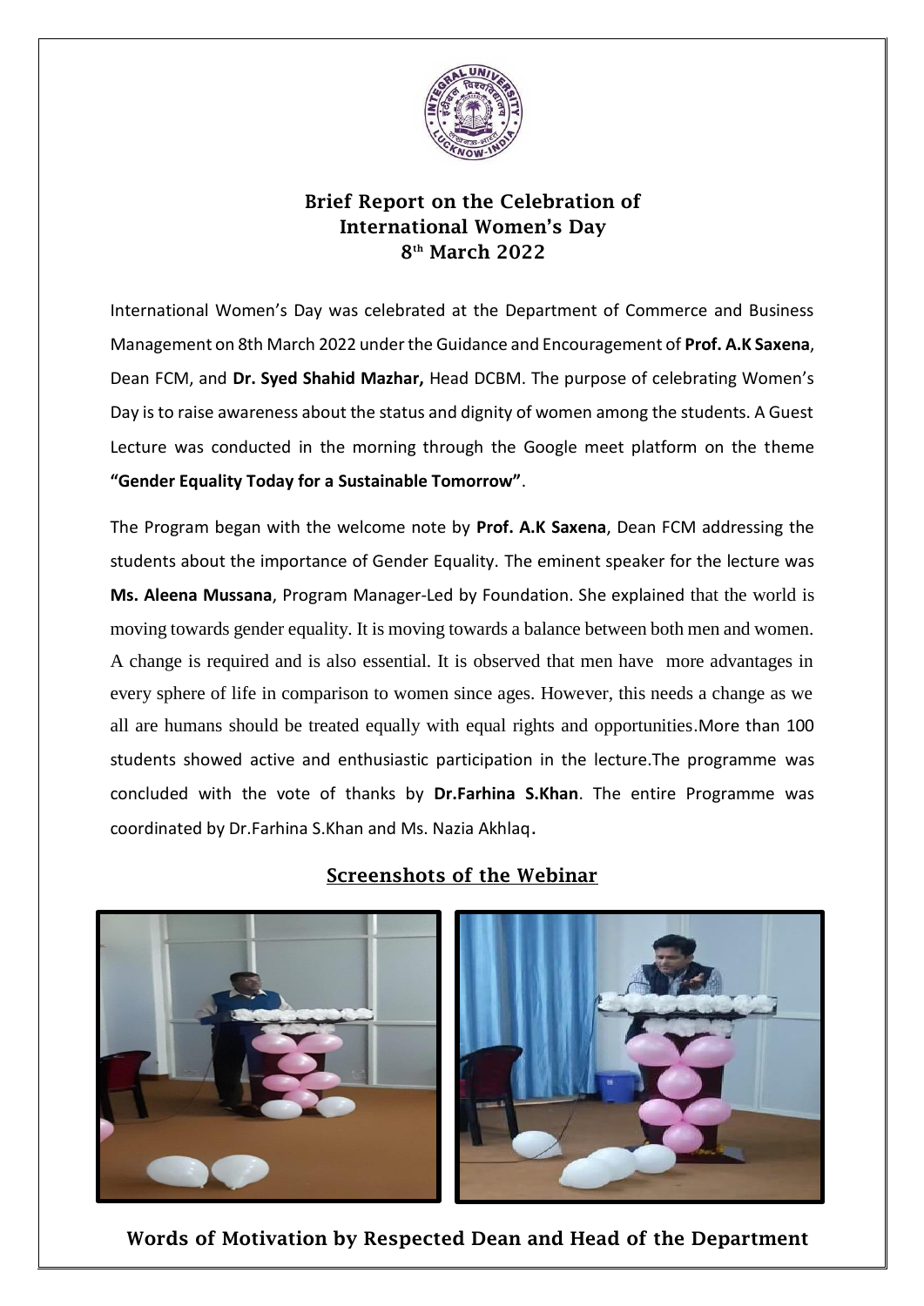# Brief Report on the Celebration of International Women's Day 8th March 2022

International Women's Day was celebrated at the Department of Commerce and Business Management on 8th March 2022 under the Guidance and Encouragement of **Prof. A.K Saxena**, Dean FCM, and **Dr. Syed Shahid Mazhar,** Head DCBM. The purpose of celebrating Women's Day is to raise awareness about the status and dignity of women among the students. A Guest Lecture was conducted in the morning through the Google meet platform on the theme **"Gender Equality Today for a Sustainable Tomorrow"**.

The Program began with the welcome note by **Prof. A.K Saxena**, Dean FCM addressing the students about the importance of Gender Equality. The eminent speaker for the lecture was **Ms. Aleena Mussana**, Program Manager-Led by Foundation. She explained that the world is moving towards gender equality. It is moving towards a balance between both men and women. A change is required and is also essential. It is observed that men have more advantages in every sphere of life in comparison to women since ages. However, this needs a change as we all are humans should be treated equally with equal rights and opportunities.More than 100 students showed active and enthusiastic participation in the lecture.The programme was concluded with the vote of thanks by **Dr.Farhina S.Khan**. The entire Programme was coordinated by Dr.Farhina S.Khan and Ms. Nazia Akhlaq.

## Screenshots of the Webinar

Words of Motivation by Respected Dean and Head of the Department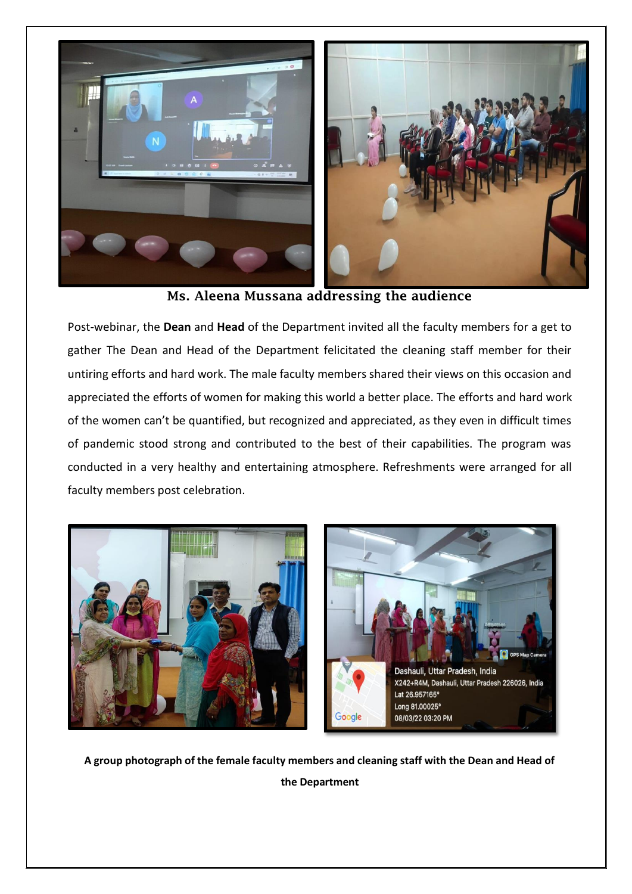**Ms. Aleena Mussana addressing the audience**

Post-webinar, the **Dean** and **Head** of the Department invited all the faculty members for a get to gather The Dean and Head of the Department felicitated the cleaning staff member for their untiring efforts and hard work. The male faculty members shared their views on this occasion and appreciated the efforts of women for making this world a better place. The efforts and hard work of the women can't be quantified, but recognized and appreciated, as they even in difficult times of pandemic stood strong and contributed to the best of their capabilities. The program was conducted in a very healthy and entertaining atmosphere. Refreshments were arranged for all faculty members post celebration.

**A group photograph of the female faculty members and cleaning staff with the Dean and Head of the Department**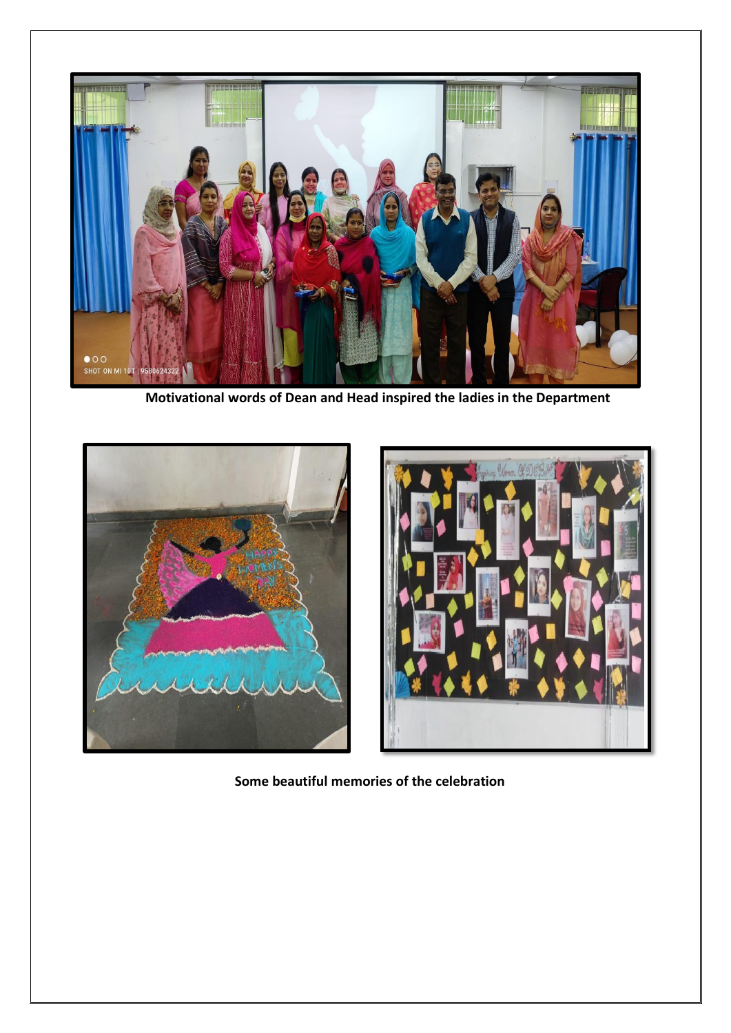**Motivational words of Dean and Head inspired the ladies in the Department**

**Some beautiful memories of the celebration**